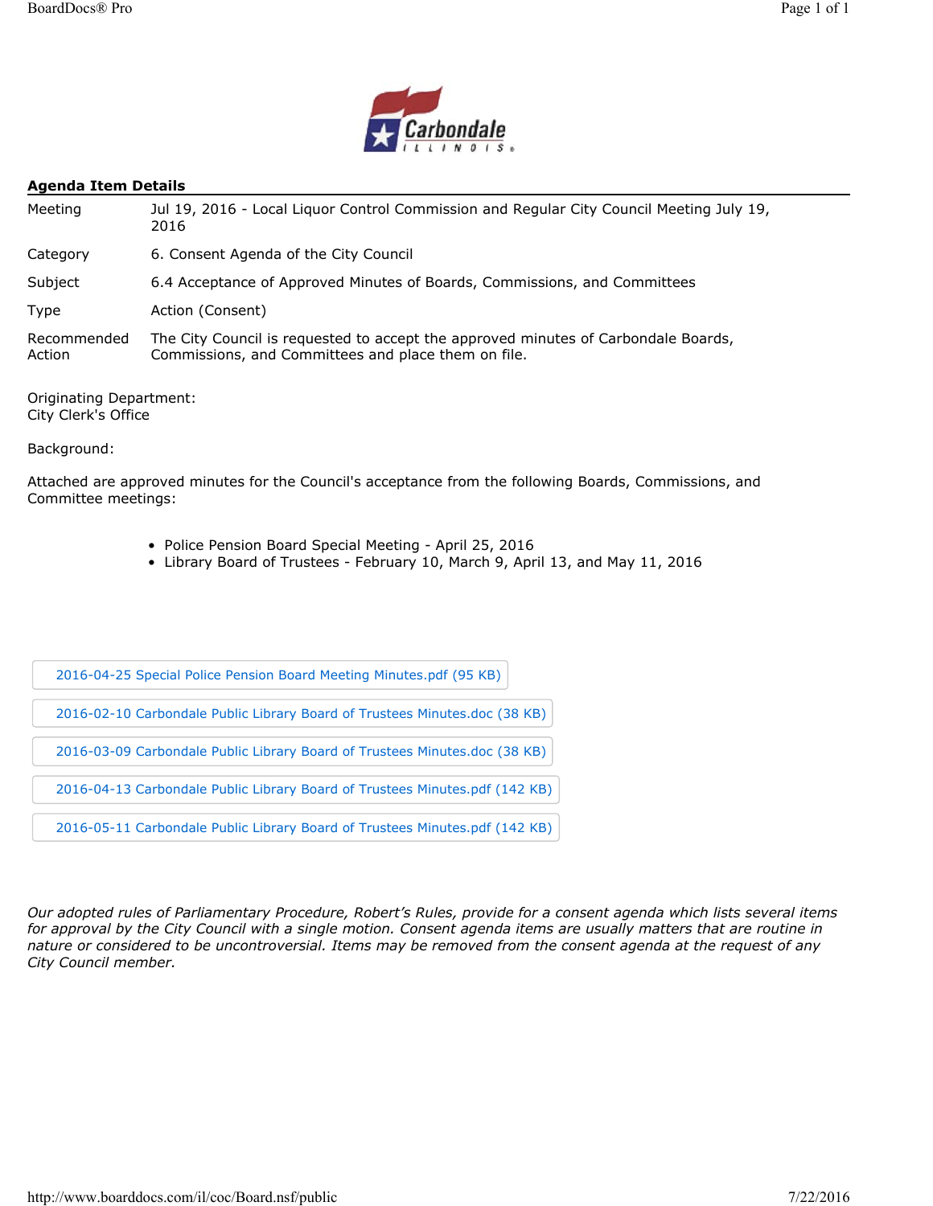## Agenda Item Details

| | |
|---|---|
| Meeting | Jul 19, 2016 - Local Liquor Control Commission and Regular City Council Meeting July 19, 2016 |
| Category | 6. Consent Agenda of the City Council |
| Subject | 6.4 Acceptance of Approved Minutes of Boards, Commissions, and Committees |
| Type | Action (Consent) |
| Recommended Action | The City Council is requested to accept the approved minutes of Carbondale Boards, Commissions, and Committees and place them on file. |

Originating Department:
City Clerk's Office

Background:

Attached are approved minutes for the Council's acceptance from the following Boards, Commissions, and Committee meetings:

- Police Pension Board Special Meeting - April 25, 2016
- Library Board of Trustees - February 10, March 9, April 13, and May 11, 2016

2016-04-25 Special Police Pension Board Meeting Minutes.pdf (95 KB)

2016-02-10 Carbondale Public Library Board of Trustees Minutes.doc (38 KB)

2016-03-09 Carbondale Public Library Board of Trustees Minutes.doc (38 KB)

2016-04-13 Carbondale Public Library Board of Trustees Minutes.pdf (142 KB)

2016-05-11 Carbondale Public Library Board of Trustees Minutes.pdf (142 KB)

*Our adopted rules of Parliamentary Procedure, Robert's Rules, provide for a consent agenda which lists several items for approval by the City Council with a single motion. Consent agenda items are usually matters that are routine in nature or considered to be uncontroversial. Items may be removed from the consent agenda at the request of any City Council member.*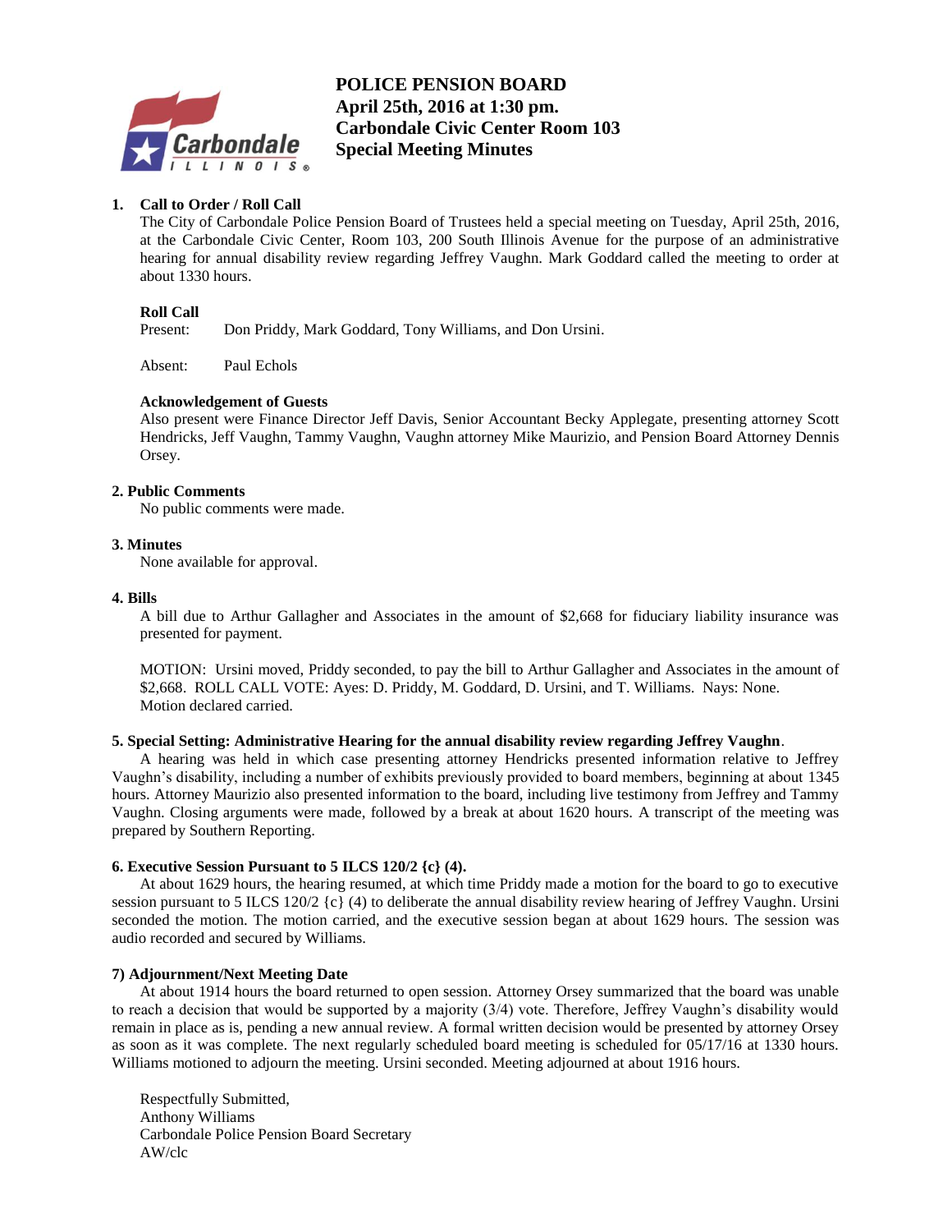# POLICE PENSION BOARD
**April 25th, 2016 at 1:30 pm.**
**Carbondale Civic Center Room 103**
**Special Meeting Minutes**

**1. Call to Order / Roll Call**

The City of Carbondale Police Pension Board of Trustees held a special meeting on Tuesday, April 25th, 2016, at the Carbondale Civic Center, Room 103, 200 South Illinois Avenue for the purpose of an administrative hearing for annual disability review regarding Jeffrey Vaughn. Mark Goddard called the meeting to order at about 1330 hours.

**Roll Call**

Present: Don Priddy, Mark Goddard, Tony Williams, and Don Ursini.

Absent: Paul Echols

**Acknowledgement of Guests**

Also present were Finance Director Jeff Davis, Senior Accountant Becky Applegate, presenting attorney Scott Hendricks, Jeff Vaughn, Tammy Vaughn, Vaughn attorney Mike Maurizio, and Pension Board Attorney Dennis Orsey.

**2. Public Comments**

No public comments were made.

**3. Minutes**

None available for approval.

**4. Bills**

A bill due to Arthur Gallagher and Associates in the amount of $2,668 for fiduciary liability insurance was presented for payment.

MOTION: Ursini moved, Priddy seconded, to pay the bill to Arthur Gallagher and Associates in the amount of $2,668. ROLL CALL VOTE: Ayes: D. Priddy, M. Goddard, D. Ursini, and T. Williams. Nays: None. Motion declared carried.

**5. Special Setting: Administrative Hearing for the annual disability review regarding Jeffrey Vaughn**.

A hearing was held in which case presenting attorney Hendricks presented information relative to Jeffrey Vaughn's disability, including a number of exhibits previously provided to board members, beginning at about 1345 hours. Attorney Maurizio also presented information to the board, including live testimony from Jeffrey and Tammy Vaughn. Closing arguments were made, followed by a break at about 1620 hours. A transcript of the meeting was prepared by Southern Reporting.

**6. Executive Session Pursuant to 5 ILCS 120/2 {c} (4).**

At about 1629 hours, the hearing resumed, at which time Priddy made a motion for the board to go to executive session pursuant to 5 ILCS 120/2 {c} (4) to deliberate the annual disability review hearing of Jeffrey Vaughn. Ursini seconded the motion. The motion carried, and the executive session began at about 1629 hours. The session was audio recorded and secured by Williams.

**7) Adjournment/Next Meeting Date**

At about 1914 hours the board returned to open session. Attorney Orsey summarized that the board was unable to reach a decision that would be supported by a majority (3/4) vote. Therefore, Jeffrey Vaughn's disability would remain in place as is, pending a new annual review. A formal written decision would be presented by attorney Orsey as soon as it was complete. The next regularly scheduled board meeting is scheduled for 05/17/16 at 1330 hours. Williams motioned to adjourn the meeting. Ursini seconded. Meeting adjourned at about 1916 hours.

Respectfully Submitted,
Anthony Williams
Carbondale Police Pension Board Secretary
AW/clc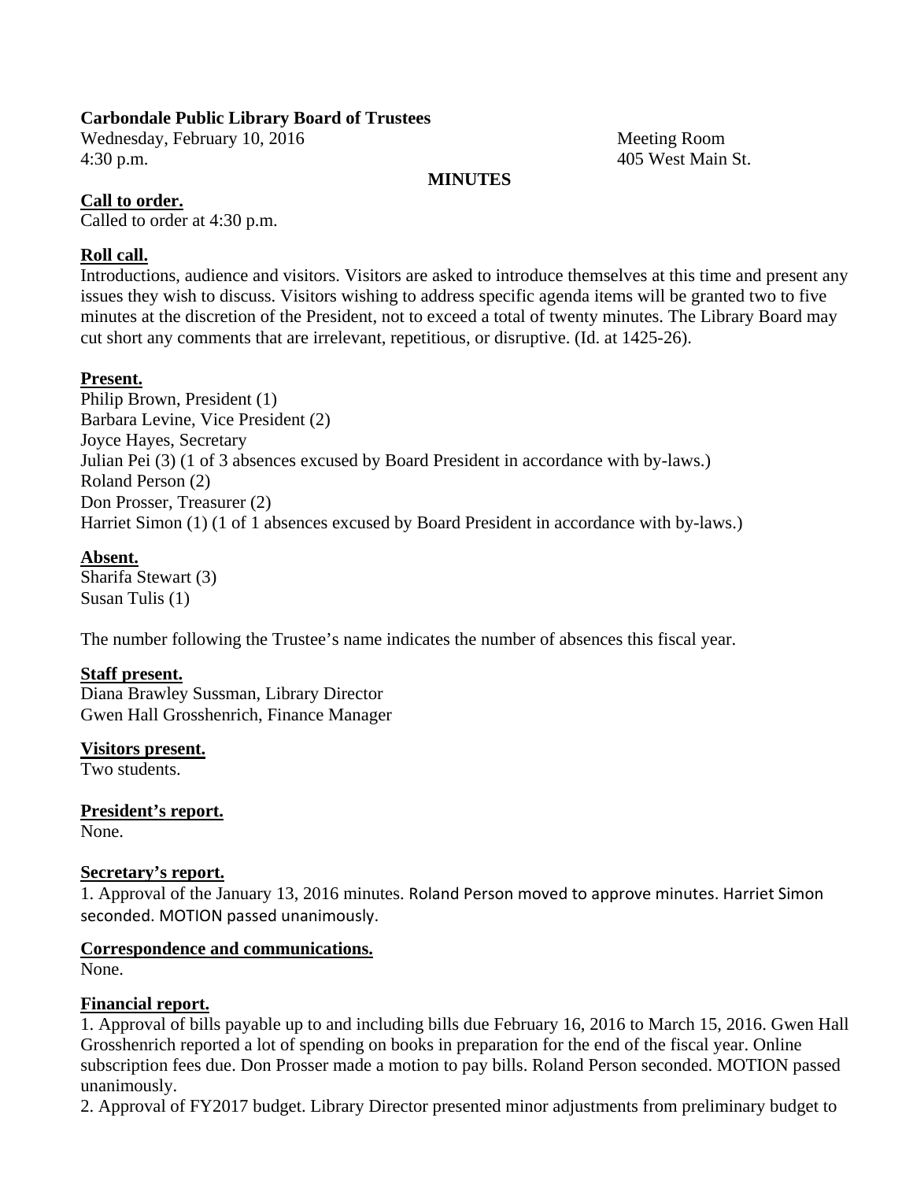**Carbondale Public Library Board of Trustees**

Wednesday, February 10, 2016 
4:30 p.m.

Meeting Room 
405 West Main St.

**MINUTES**

**Call to order.**

Called to order at 4:30 p.m.

**Roll call.**

Introductions, audience and visitors. Visitors are asked to introduce themselves at this time and present any issues they wish to discuss. Visitors wishing to address specific agenda items will be granted two to five minutes at the discretion of the President, not to exceed a total of twenty minutes. The Library Board may cut short any comments that are irrelevant, repetitious, or disruptive. (Id. at 1425-26).

**Present.**

Philip Brown, President (1) 
Barbara Levine, Vice President (2) 
Joyce Hayes, Secretary 
Julian Pei (3) (1 of 3 absences excused by Board President in accordance with by-laws.) 
Roland Person (2) 
Don Prosser, Treasurer (2) 
Harriet Simon (1) (1 of 1 absences excused by Board President in accordance with by-laws.)

**Absent.**

Sharifa Stewart (3) 
Susan Tulis (1)

The number following the Trustee's name indicates the number of absences this fiscal year.

**Staff present.**

Diana Brawley Sussman, Library Director 
Gwen Hall Grosshenrich, Finance Manager

**Visitors present.**

Two students.

**President's report.**

None.

**Secretary's report.**

1. Approval of the January 13, 2016 minutes. Roland Person moved to approve minutes. Harriet Simon seconded. MOTION passed unanimously.

**Correspondence and communications.**

None.

**Financial report.**

1. Approval of bills payable up to and including bills due February 16, 2016 to March 15, 2016. Gwen Hall Grosshenrich reported a lot of spending on books in preparation for the end of the fiscal year. Online subscription fees due. Don Prosser made a motion to pay bills. Roland Person seconded. MOTION passed unanimously.
2. Approval of FY2017 budget. Library Director presented minor adjustments from preliminary budget to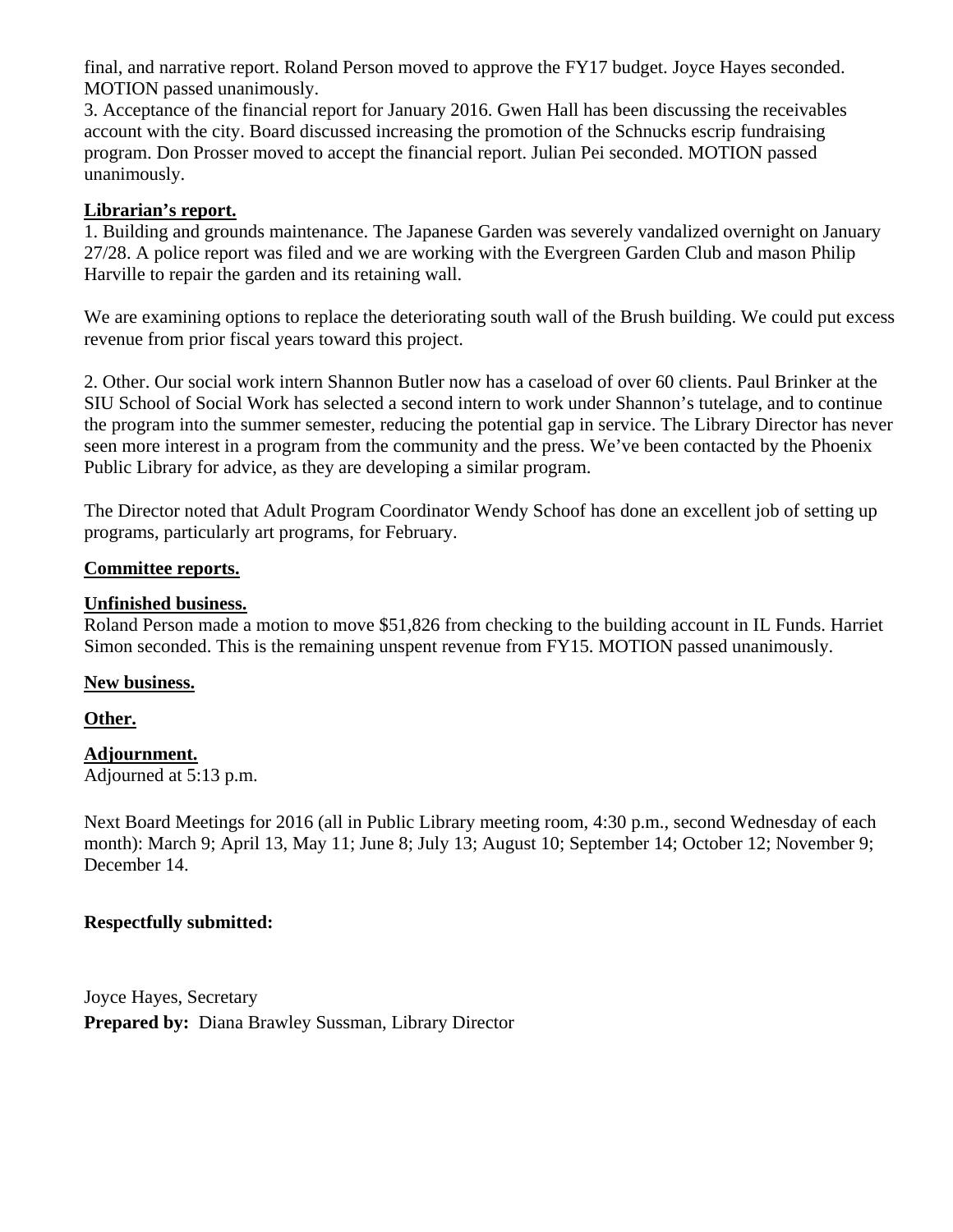final, and narrative report. Roland Person moved to approve the FY17 budget. Joyce Hayes seconded. MOTION passed unanimously.

3. Acceptance of the financial report for January 2016. Gwen Hall has been discussing the receivables account with the city. Board discussed increasing the promotion of the Schnucks escrip fundraising program. Don Prosser moved to accept the financial report. Julian Pei seconded. MOTION passed unanimously.

**Librarian's report.**

1. Building and grounds maintenance. The Japanese Garden was severely vandalized overnight on January 27/28. A police report was filed and we are working with the Evergreen Garden Club and mason Philip Harville to repair the garden and its retaining wall.

We are examining options to replace the deteriorating south wall of the Brush building. We could put excess revenue from prior fiscal years toward this project.

2. Other. Our social work intern Shannon Butler now has a caseload of over 60 clients. Paul Brinker at the SIU School of Social Work has selected a second intern to work under Shannon's tutelage, and to continue the program into the summer semester, reducing the potential gap in service. The Library Director has never seen more interest in a program from the community and the press. We've been contacted by the Phoenix Public Library for advice, as they are developing a similar program.

The Director noted that Adult Program Coordinator Wendy Schoof has done an excellent job of setting up programs, particularly art programs, for February.

**Committee reports.**

**Unfinished business.**

Roland Person made a motion to move $51,826 from checking to the building account in IL Funds. Harriet Simon seconded. This is the remaining unspent revenue from FY15. MOTION passed unanimously.

**New business.**

**Other.**

**Adjournment.**

Adjourned at 5:13 p.m.

Next Board Meetings for 2016 (all in Public Library meeting room, 4:30 p.m., second Wednesday of each month): March 9; April 13, May 11; June 8; July 13; August 10; September 14; October 12; November 9; December 14.

**Respectfully submitted:**

Joyce Hayes, Secretary

**Prepared by:** Diana Brawley Sussman, Library Director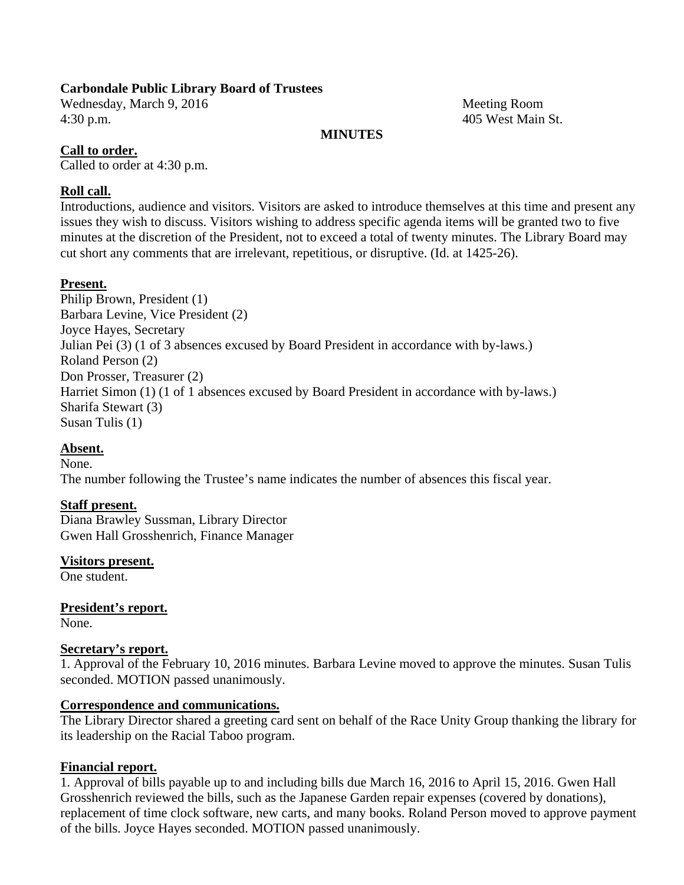**Carbondale Public Library Board of Trustees**

Wednesday, March 9, 2016
4:30 p.m.

Meeting Room
405 West Main St.

**MINUTES**

**Call to order.**
Called to order at 4:30 p.m.

**Roll call.**
Introductions, audience and visitors. Visitors are asked to introduce themselves at this time and present any issues they wish to discuss. Visitors wishing to address specific agenda items will be granted two to five minutes at the discretion of the President, not to exceed a total of twenty minutes. The Library Board may cut short any comments that are irrelevant, repetitious, or disruptive. (Id. at 1425-26).

**Present.**
Philip Brown, President (1)
Barbara Levine, Vice President (2)
Joyce Hayes, Secretary
Julian Pei (3) (1 of 3 absences excused by Board President in accordance with by-laws.)
Roland Person (2)
Don Prosser, Treasurer (2)
Harriet Simon (1) (1 of 1 absences excused by Board President in accordance with by-laws.)
Sharifa Stewart (3)
Susan Tulis (1)

**Absent.**
None.
The number following the Trustee's name indicates the number of absences this fiscal year.

**Staff present.**
Diana Brawley Sussman, Library Director
Gwen Hall Grosshenrich, Finance Manager

**Visitors present.**
One student.

**President's report.**
None.

**Secretary's report.**
1. Approval of the February 10, 2016 minutes. Barbara Levine moved to approve the minutes. Susan Tulis seconded. MOTION passed unanimously.

**Correspondence and communications.**
The Library Director shared a greeting card sent on behalf of the Race Unity Group thanking the library for its leadership on the Racial Taboo program.

**Financial report.**
1. Approval of bills payable up to and including bills due March 16, 2016 to April 15, 2016. Gwen Hall Grosshenrich reviewed the bills, such as the Japanese Garden repair expenses (covered by donations), replacement of time clock software, new carts, and many books. Roland Person moved to approve payment of the bills. Joyce Hayes seconded. MOTION passed unanimously.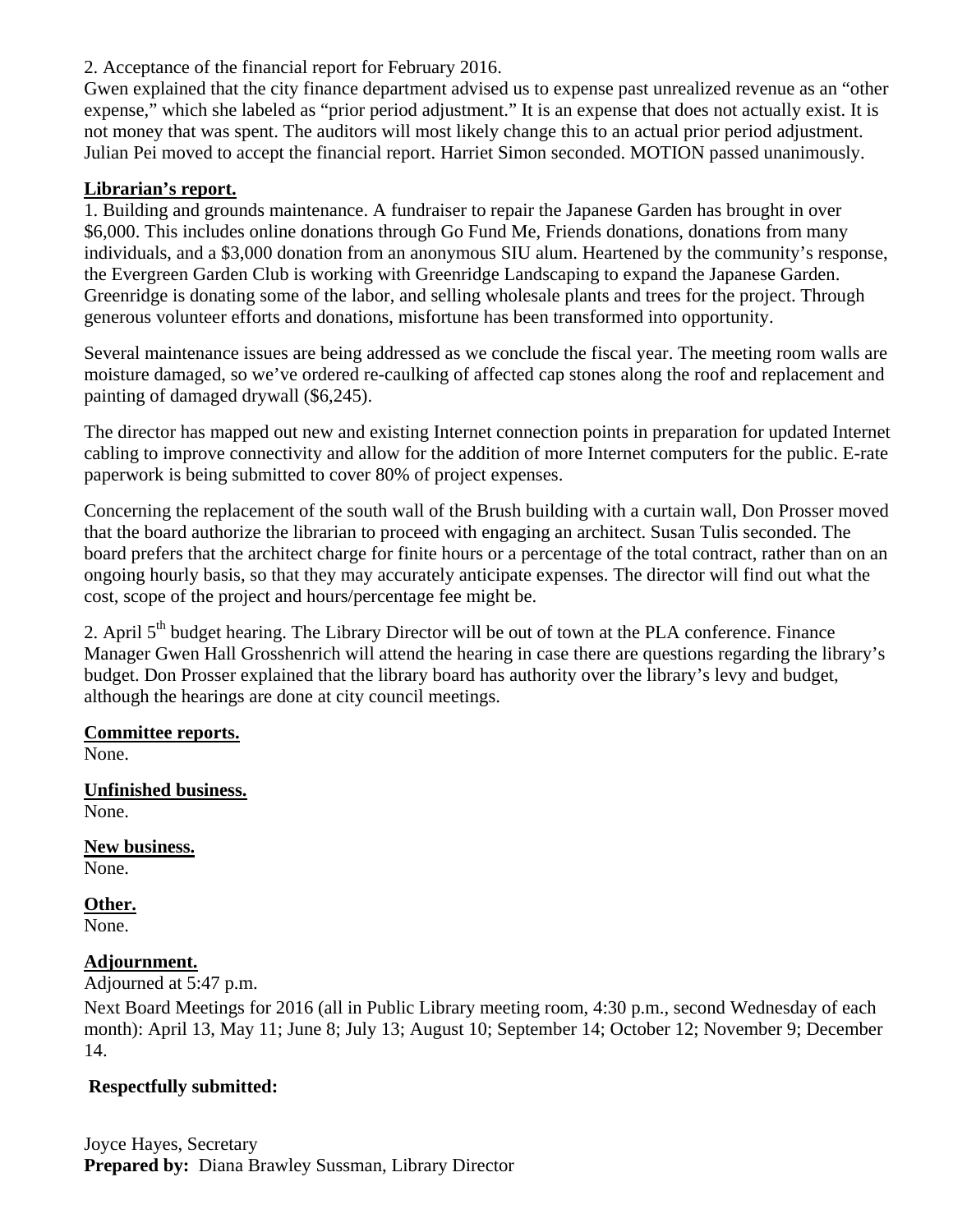2. Acceptance of the financial report for February 2016.
Gwen explained that the city finance department advised us to expense past unrealized revenue as an "other expense," which she labeled as "prior period adjustment." It is an expense that does not actually exist. It is not money that was spent. The auditors will most likely change this to an actual prior period adjustment. Julian Pei moved to accept the financial report. Harriet Simon seconded. MOTION passed unanimously.

**Librarian's report.**

1. Building and grounds maintenance. A fundraiser to repair the Japanese Garden has brought in over $6,000. This includes online donations through Go Fund Me, Friends donations, donations from many individuals, and a $3,000 donation from an anonymous SIU alum. Heartened by the community's response, the Evergreen Garden Club is working with Greenridge Landscaping to expand the Japanese Garden. Greenridge is donating some of the labor, and selling wholesale plants and trees for the project. Through generous volunteer efforts and donations, misfortune has been transformed into opportunity.

Several maintenance issues are being addressed as we conclude the fiscal year. The meeting room walls are moisture damaged, so we've ordered re-caulking of affected cap stones along the roof and replacement and painting of damaged drywall ($6,245).

The director has mapped out new and existing Internet connection points in preparation for updated Internet cabling to improve connectivity and allow for the addition of more Internet computers for the public. E-rate paperwork is being submitted to cover 80% of project expenses.

Concerning the replacement of the south wall of the Brush building with a curtain wall, Don Prosser moved that the board authorize the librarian to proceed with engaging an architect. Susan Tulis seconded. The board prefers that the architect charge for finite hours or a percentage of the total contract, rather than on an ongoing hourly basis, so that they may accurately anticipate expenses. The director will find out what the cost, scope of the project and hours/percentage fee might be.

2. April 5th budget hearing. The Library Director will be out of town at the PLA conference. Finance Manager Gwen Hall Grosshenrich will attend the hearing in case there are questions regarding the library's budget. Don Prosser explained that the library board has authority over the library's levy and budget, although the hearings are done at city council meetings.

**Committee reports.**
None.

**Unfinished business.**
None.

**New business.**
None.

**Other.**
None.

**Adjournment.**
Adjourned at 5:47 p.m.

Next Board Meetings for 2016 (all in Public Library meeting room, 4:30 p.m., second Wednesday of each month): April 13, May 11; June 8; July 13; August 10; September 14; October 12; November 9; December 14.

**Respectfully submitted:**

Joyce Hayes, Secretary
**Prepared by:** Diana Brawley Sussman, Library Director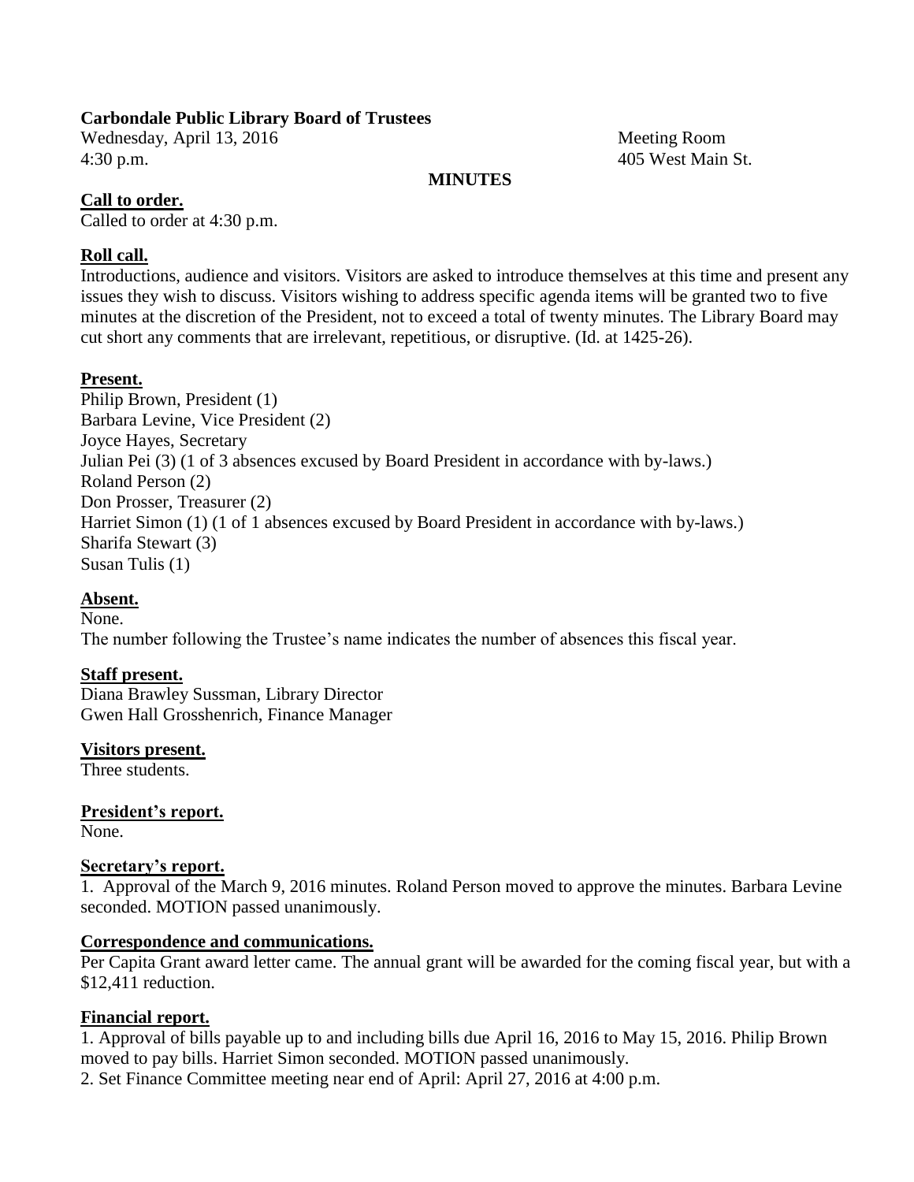**Carbondale Public Library Board of Trustees**

Wednesday, April 13, 2016 Meeting Room
4:30 p.m. 405 West Main St.

**MINUTES**

**Call to order.**

Called to order at 4:30 p.m.

**Roll call.**

Introductions, audience and visitors. Visitors are asked to introduce themselves at this time and present any issues they wish to discuss. Visitors wishing to address specific agenda items will be granted two to five minutes at the discretion of the President, not to exceed a total of twenty minutes. The Library Board may cut short any comments that are irrelevant, repetitious, or disruptive. (Id. at 1425-26).

**Present.**

Philip Brown, President (1)
Barbara Levine, Vice President (2)
Joyce Hayes, Secretary
Julian Pei (3) (1 of 3 absences excused by Board President in accordance with by-laws.)
Roland Person (2)
Don Prosser, Treasurer (2)
Harriet Simon (1) (1 of 1 absences excused by Board President in accordance with by-laws.)
Sharifa Stewart (3)
Susan Tulis (1)

**Absent.**

None.
The number following the Trustee's name indicates the number of absences this fiscal year.

**Staff present.**

Diana Brawley Sussman, Library Director
Gwen Hall Grosshenrich, Finance Manager

**Visitors present.**

Three students.

**President's report.**

None.

**Secretary's report.**

1. Approval of the March 9, 2016 minutes. Roland Person moved to approve the minutes. Barbara Levine seconded. MOTION passed unanimously.

**Correspondence and communications.**

Per Capita Grant award letter came. The annual grant will be awarded for the coming fiscal year, but with a $12,411 reduction.

**Financial report.**

1. Approval of bills payable up to and including bills due April 16, 2016 to May 15, 2016. Philip Brown moved to pay bills. Harriet Simon seconded. MOTION passed unanimously.
2. Set Finance Committee meeting near end of April: April 27, 2016 at 4:00 p.m.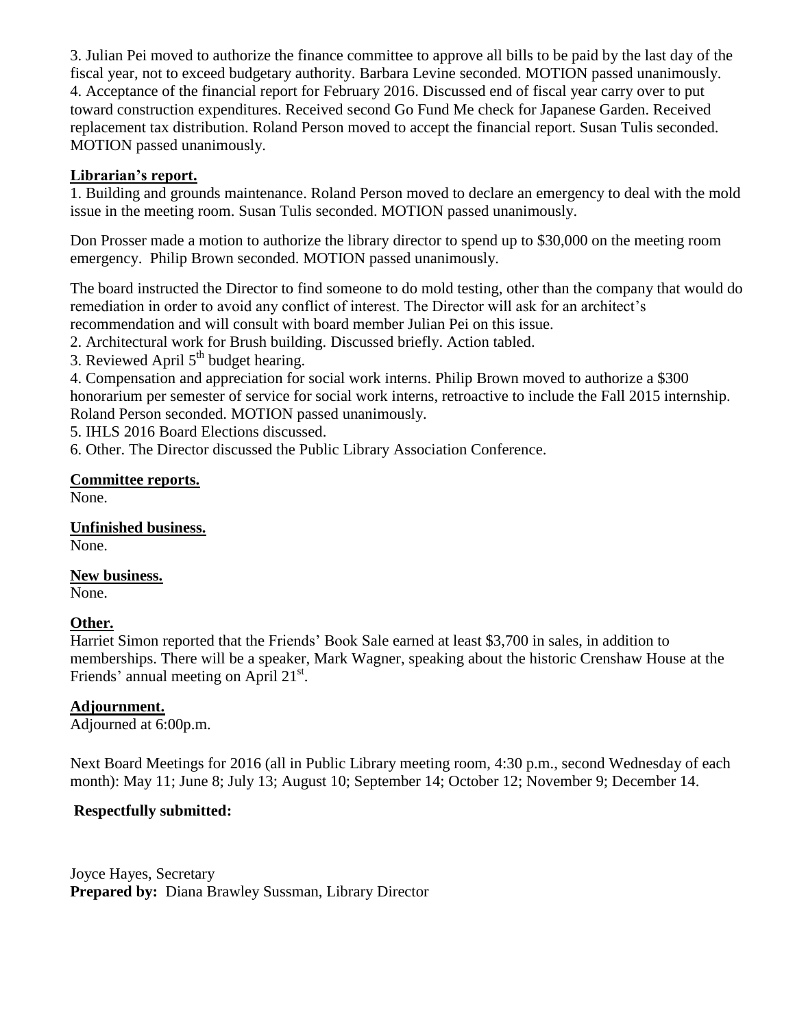3. Julian Pei moved to authorize the finance committee to approve all bills to be paid by the last day of the fiscal year, not to exceed budgetary authority. Barbara Levine seconded. MOTION passed unanimously.
4. Acceptance of the financial report for February 2016. Discussed end of fiscal year carry over to put toward construction expenditures. Received second Go Fund Me check for Japanese Garden. Received replacement tax distribution. Roland Person moved to accept the financial report. Susan Tulis seconded. MOTION passed unanimously.

**Librarian's report.**

1. Building and grounds maintenance. Roland Person moved to declare an emergency to deal with the mold issue in the meeting room. Susan Tulis seconded. MOTION passed unanimously.

Don Prosser made a motion to authorize the library director to spend up to $30,000 on the meeting room emergency. Philip Brown seconded. MOTION passed unanimously.

The board instructed the Director to find someone to do mold testing, other than the company that would do remediation in order to avoid any conflict of interest. The Director will ask for an architect's recommendation and will consult with board member Julian Pei on this issue.

2. Architectural work for Brush building. Discussed briefly. Action tabled.
3. Reviewed April 5th budget hearing.
4. Compensation and appreciation for social work interns. Philip Brown moved to authorize a $300 honorarium per semester of service for social work interns, retroactive to include the Fall 2015 internship. Roland Person seconded. MOTION passed unanimously.
5. IHLS 2016 Board Elections discussed.
6. Other. The Director discussed the Public Library Association Conference.

**Committee reports.**

None.

**Unfinished business.**

None.

**New business.**

None.

**Other.**

Harriet Simon reported that the Friends' Book Sale earned at least $3,700 in sales, in addition to memberships. There will be a speaker, Mark Wagner, speaking about the historic Crenshaw House at the Friends' annual meeting on April 21st.

**Adjournment.**

Adjourned at 6:00p.m.

Next Board Meetings for 2016 (all in Public Library meeting room, 4:30 p.m., second Wednesday of each month): May 11; June 8; July 13; August 10; September 14; October 12; November 9; December 14.

**Respectfully submitted:**

Joyce Hayes, Secretary
**Prepared by:** Diana Brawley Sussman, Library Director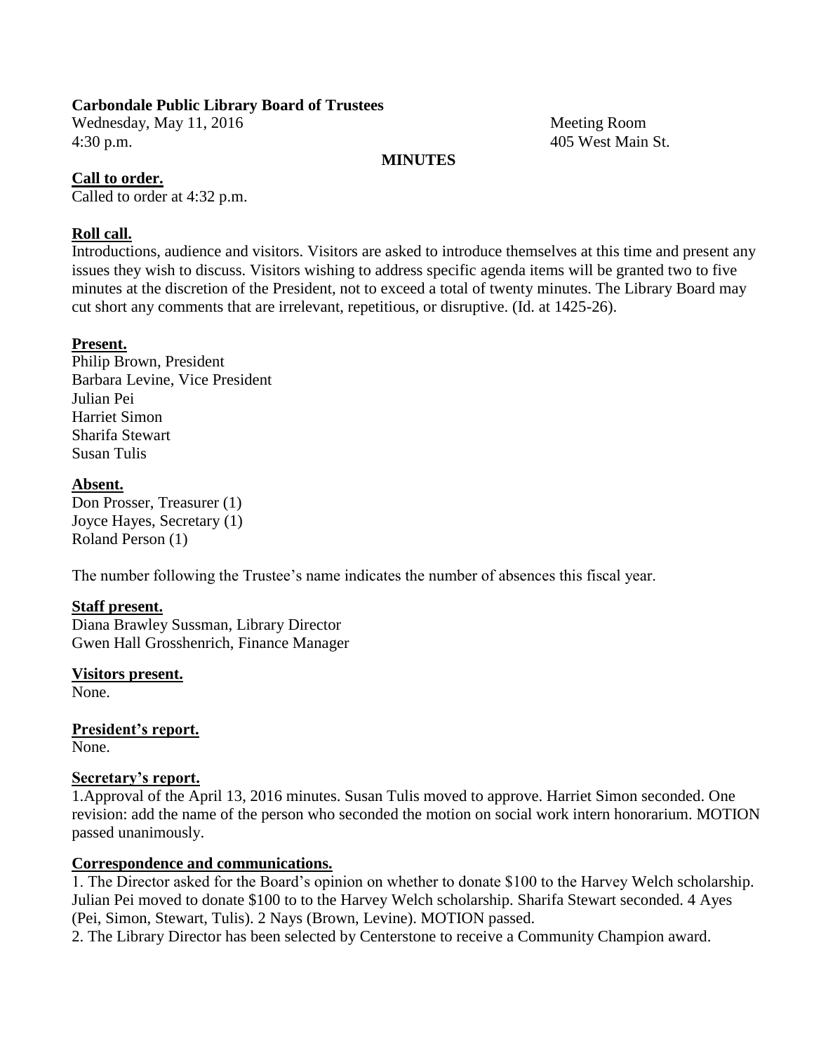**Carbondale Public Library Board of Trustees**

Wednesday, May 11, 2016 Meeting Room
4:30 p.m. 405 West Main St.

**MINUTES**

**Call to order.**

Called to order at 4:32 p.m.

**Roll call.**

Introductions, audience and visitors. Visitors are asked to introduce themselves at this time and present any issues they wish to discuss. Visitors wishing to address specific agenda items will be granted two to five minutes at the discretion of the President, not to exceed a total of twenty minutes. The Library Board may cut short any comments that are irrelevant, repetitious, or disruptive. (Id. at 1425-26).

**Present.**

Philip Brown, President
Barbara Levine, Vice President
Julian Pei
Harriet Simon
Sharifa Stewart
Susan Tulis

**Absent.**

Don Prosser, Treasurer (1)
Joyce Hayes, Secretary (1)
Roland Person (1)

The number following the Trustee's name indicates the number of absences this fiscal year.

**Staff present.**

Diana Brawley Sussman, Library Director
Gwen Hall Grosshenrich, Finance Manager

**Visitors present.**

None.

**President's report.**

None.

**Secretary's report.**

1.Approval of the April 13, 2016 minutes. Susan Tulis moved to approve. Harriet Simon seconded. One revision: add the name of the person who seconded the motion on social work intern honorarium. MOTION passed unanimously.

**Correspondence and communications.**

1. The Director asked for the Board's opinion on whether to donate $100 to the Harvey Welch scholarship. Julian Pei moved to donate $100 to to the Harvey Welch scholarship. Sharifa Stewart seconded. 4 Ayes (Pei, Simon, Stewart, Tulis). 2 Nays (Brown, Levine). MOTION passed.
2. The Library Director has been selected by Centerstone to receive a Community Champion award.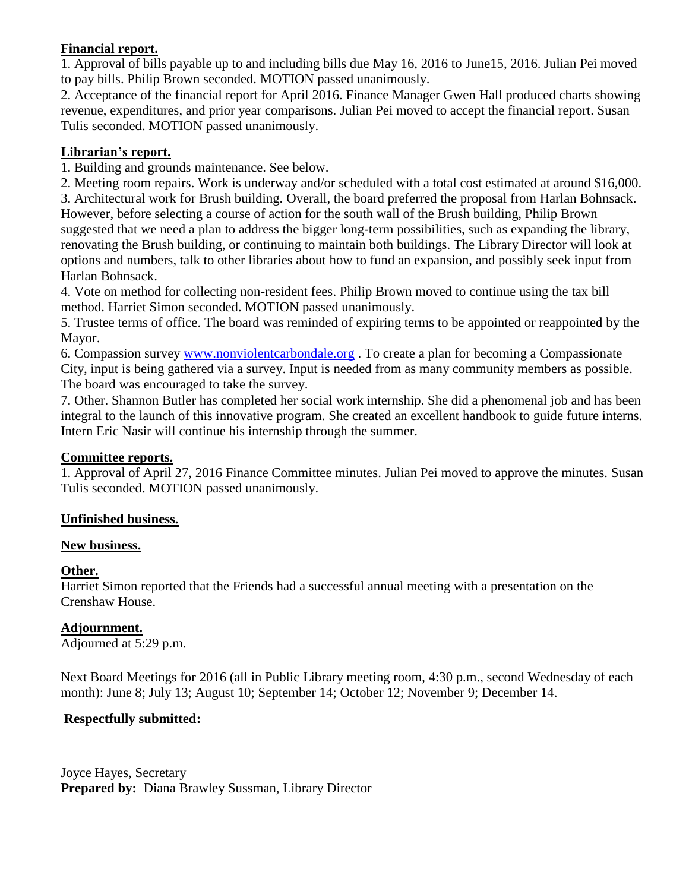**Financial report.**

1. Approval of bills payable up to and including bills due May 16, 2016 to June15, 2016. Julian Pei moved to pay bills. Philip Brown seconded. MOTION passed unanimously.
2. Acceptance of the financial report for April 2016. Finance Manager Gwen Hall produced charts showing revenue, expenditures, and prior year comparisons. Julian Pei moved to accept the financial report. Susan Tulis seconded. MOTION passed unanimously.

**Librarian's report.**

1. Building and grounds maintenance. See below.
2. Meeting room repairs. Work is underway and/or scheduled with a total cost estimated at around $16,000.
3. Architectural work for Brush building. Overall, the board preferred the proposal from Harlan Bohnsack. However, before selecting a course of action for the south wall of the Brush building, Philip Brown suggested that we need a plan to address the bigger long-term possibilities, such as expanding the library, renovating the Brush building, or continuing to maintain both buildings. The Library Director will look at options and numbers, talk to other libraries about how to fund an expansion, and possibly seek input from Harlan Bohnsack.
4. Vote on method for collecting non-resident fees. Philip Brown moved to continue using the tax bill method. Harriet Simon seconded. MOTION passed unanimously.
5. Trustee terms of office. The board was reminded of expiring terms to be appointed or reappointed by the Mayor.
6. Compassion survey www.nonviolentcarbondale.org . To create a plan for becoming a Compassionate City, input is being gathered via a survey. Input is needed from as many community members as possible. The board was encouraged to take the survey.
7. Other. Shannon Butler has completed her social work internship. She did a phenomenal job and has been integral to the launch of this innovative program. She created an excellent handbook to guide future interns. Intern Eric Nasir will continue his internship through the summer.

**Committee reports.**

1. Approval of April 27, 2016 Finance Committee minutes. Julian Pei moved to approve the minutes. Susan Tulis seconded. MOTION passed unanimously.

**Unfinished business.**

**New business.**

**Other.**

Harriet Simon reported that the Friends had a successful annual meeting with a presentation on the Crenshaw House.

**Adjournment.**

Adjourned at 5:29 p.m.

Next Board Meetings for 2016 (all in Public Library meeting room, 4:30 p.m., second Wednesday of each month): June 8; July 13; August 10; September 14; October 12; November 9; December 14.

**Respectfully submitted:**

Joyce Hayes, Secretary

**Prepared by:** Diana Brawley Sussman, Library Director